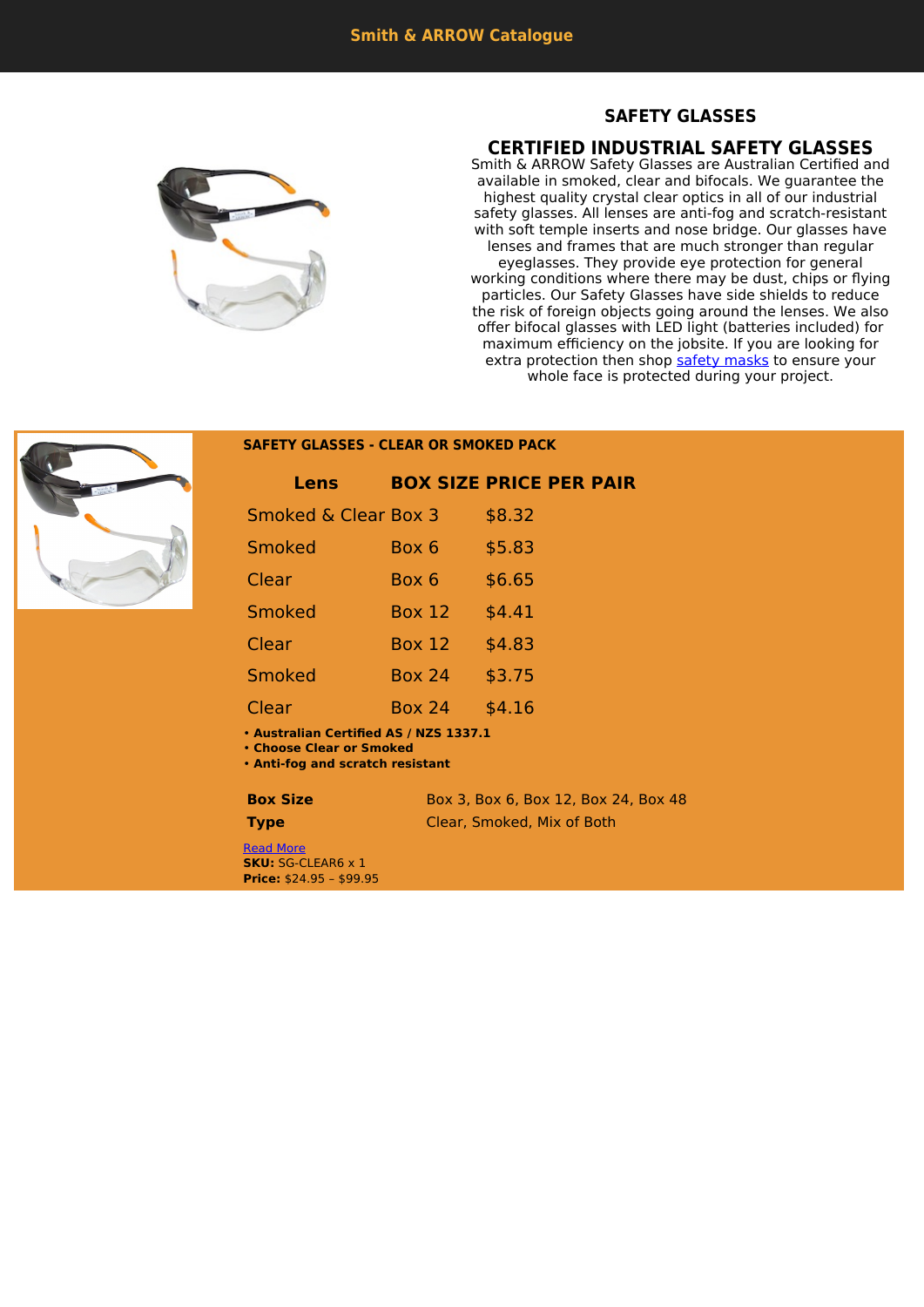Smith & ARROW Catalogue

## SAFETY GLASSES

## CERTIFIED INDUSTRIAL SAFETY GLASSES

Smith & ARROW Safety Glasses are Australian Certified and available in smoked, clear and bifocals. We guarantee the highest quality crystal clear optics in all of our industrial safety glasses. All lenses are anti-fog and scratch-resistant with soft temple inserts and nose bridge. Our glasses have lenses and frames that are much stronger than regular eyeglasses. They provide eye protection for general working conditions where there may be dust, chips or flying particles. Our Safety Glasses have side shields to reduce the risk of foreign objects going around the lenses. We also offer bifocal glasses with LED light (batteries included) for maximum efficiency on the jobsite. If you are looking for extra protection then shop safety masks to ensure your whole face is protected during your project.

### SAFETY GLASSES - CLEAR OR SMOKED PACK

| Lens | BOX SIZE | PRICE PER PAIR |
|---|---|---|
| Smoked & Clear | Box 3 | $8.32 |
| Smoked | Box 6 | $5.83 |
| Clear | Box 6 | $6.65 |
| Smoked | Box 12 | $4.41 |
| Clear | Box 12 | $4.83 |
| Smoked | Box 24 | $3.75 |
| Clear | Box 24 | $4.16 |

- **Australian Certified AS / NZS 1337.1**
- **Choose Clear or Smoked**
- **Anti-fog and scratch resistant**

| | |
|---|---|
| **Box Size** | Box 3, Box 6, Box 12, Box 24, Box 48 |
| **Type** | Clear, Smoked, Mix of Both |

Read More

**SKU:** SG-CLEAR6 x 1

**Price:** $24.95 – $99.95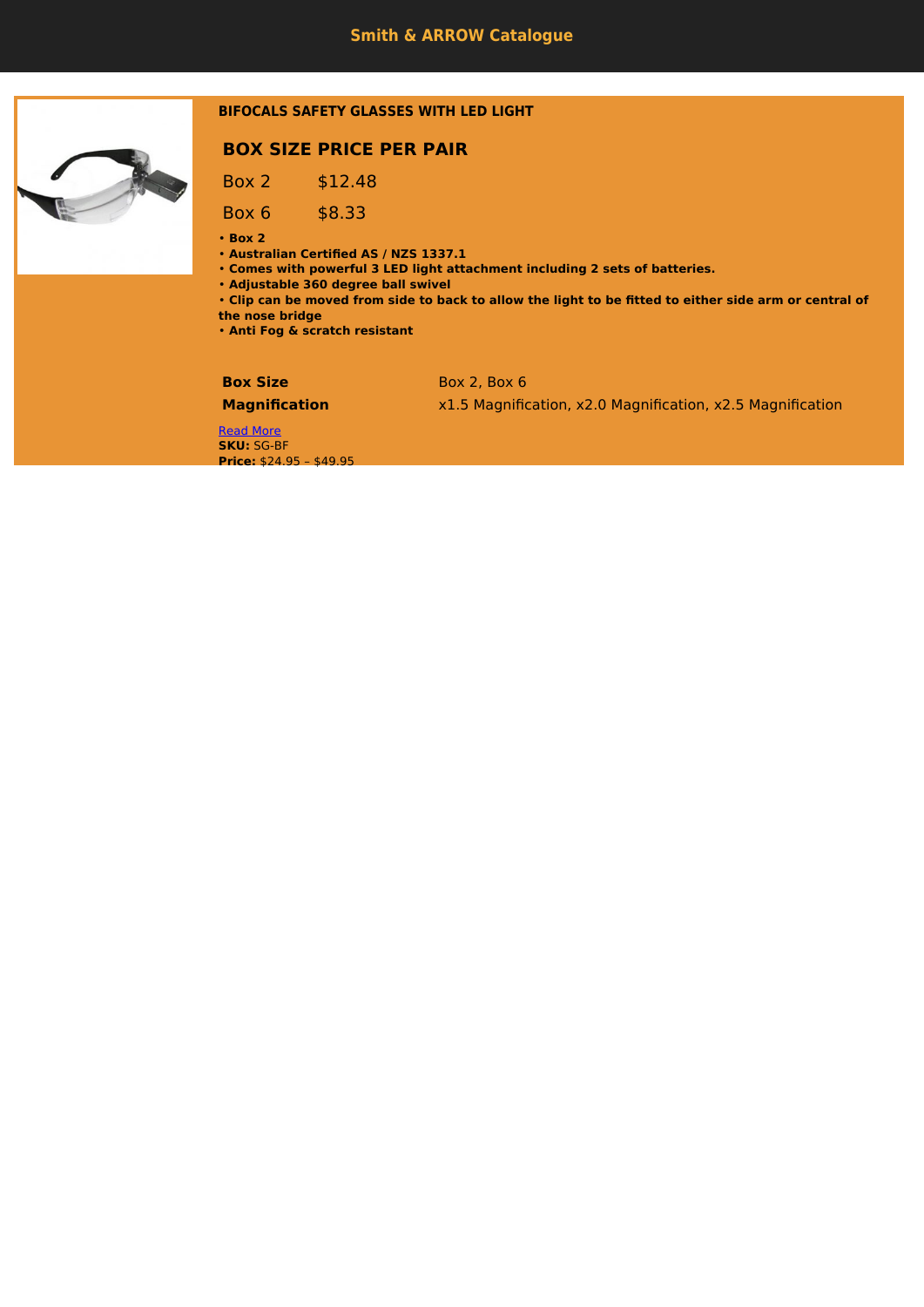Smith & ARROW Catalogue

**BIFOCALS SAFETY GLASSES WITH LED LIGHT**

## BOX SIZE PRICE PER PAIR

| | |
|---|---|
| Box 2 | $12.48 |
| Box 6 | $8.33 |

- **Box 2**
- **Australian Certified AS / NZS 1337.1**
- **Comes with powerful 3 LED light attachment including 2 sets of batteries.**
- **Adjustable 360 degree ball swivel**
- **Clip can be moved from side to back to allow the light to be fitted to either side arm or central of the nose bridge**
- **Anti Fog & scratch resistant**

| | |
|---|---|
| **Box Size** | Box 2, Box 6 |
| **Magnification** | x1.5 Magnification, x2.0 Magnification, x2.5 Magnification |

Read More

**SKU:** SG-BF

**Price:** $24.95 – $49.95